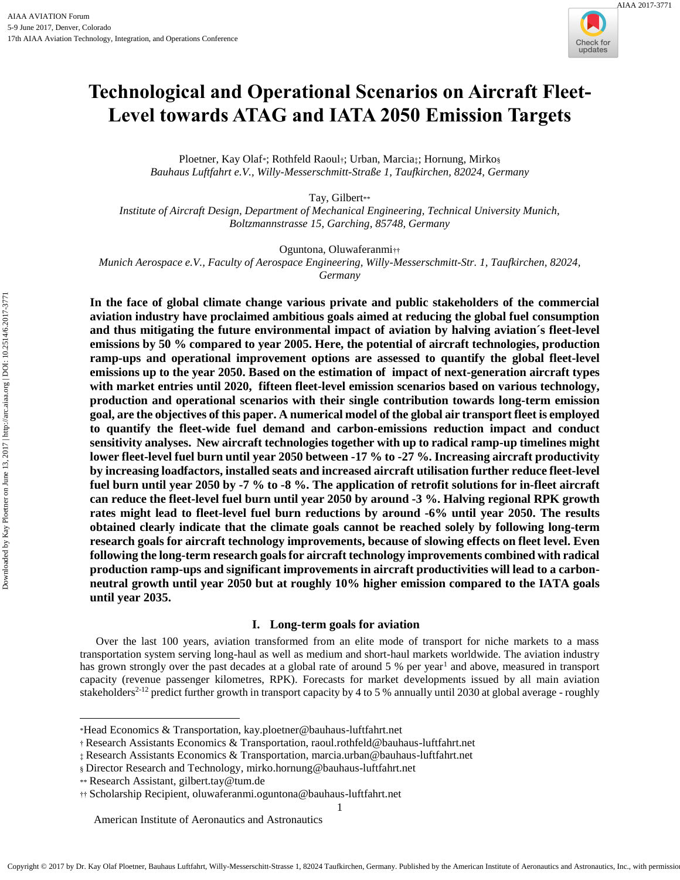# Technological and Operational Scenarios on Aircraft Fleet-Level towards ATAG and IATA 2050 Emission Targets

Ploetner, Kay Olaf[*]; Rothfeld Raoul[†]; Urban, Marcia[‡]; Hornung, Mirko[§]
*Bauhaus Luftfahrt e.V., Willy-Messerschmitt-Straße 1, Taufkirchen, 82024, Germany*

Tay, Gilbert[**]
*Institute of Aircraft Design, Department of Mechanical Engineering, Technical University Munich, Boltzmannstrasse 15, Garching, 85748, Germany*

Oguntona, Oluwaferanmi[††]
*Munich Aerospace e.V., Faculty of Aerospace Engineering, Willy-Messerschmitt-Str. 1, Taufkirchen, 82024, Germany*

**In the face of global climate change various private and public stakeholders of the commercial aviation industry have proclaimed ambitious goals aimed at reducing the global fuel consumption and thus mitigating the future environmental impact of aviation by halving aviation´s fleet-level emissions by 50 % compared to year 2005. Here, the potential of aircraft technologies, production ramp-ups and operational improvement options are assessed to quantify the global fleet-level emissions up to the year 2050. Based on the estimation of impact of next-generation aircraft types with market entries until 2020, fifteen fleet-level emission scenarios based on various technology, production and operational scenarios with their single contribution towards long-term emission goal, are the objectives of this paper. A numerical model of the global air transport fleet is employed to quantify the fleet-wide fuel demand and carbon-emissions reduction impact and conduct sensitivity analyses. New aircraft technologies together with up to radical ramp-up timelines might lower fleet-level fuel burn until year 2050 between -17 % to -27 %. Increasing aircraft productivity by increasing loadfactors, installed seats and increased aircraft utilisation further reduce fleet-level fuel burn until year 2050 by -7 % to -8 %. The application of retrofit solutions for in-fleet aircraft can reduce the fleet-level fuel burn until year 2050 by around -3 %. Halving regional RPK growth rates might lead to fleet-level fuel burn reductions by around -6% until year 2050. The results obtained clearly indicate that the climate goals cannot be reached solely by following long-term research goals for aircraft technology improvements, because of slowing effects on fleet level. Even following the long-term research goals for aircraft technology improvements combined with radical production ramp-ups and significant improvements in aircraft productivities will lead to a carbon-neutral growth until year 2050 but at roughly 10% higher emission compared to the IATA goals until year 2035.**

## I. Long-term goals for aviation

Over the last 100 years, aviation transformed from an elite mode of transport for niche markets to a mass transportation system serving long-haul as well as medium and short-haul markets worldwide. The aviation industry has grown strongly over the past decades at a global rate of around 5 % per year[1] and above, measured in transport capacity (revenue passenger kilometres, RPK). Forecasts for market developments issued by all main aviation stakeholders[2-12] predict further growth in transport capacity by 4 to 5 % annually until 2030 at global average - roughly

---

[*] Head Economics & Transportation, kay.ploetner@bauhaus-luftfahrt.net
[†] Research Assistants Economics & Transportation, raoul.rothfeld@bauhaus-luftfahrt.net
[‡] Research Assistants Economics & Transportation, marcia.urban@bauhaus-luftfahrt.net
[§] Director Research and Technology, mirko.hornung@bauhaus-luftfahrt.net
[**] Research Assistant, gilbert.tay@tum.de
[††] Scholarship Recipient, oluwaferanmi.oguntona@bauhaus-luftfahrt.net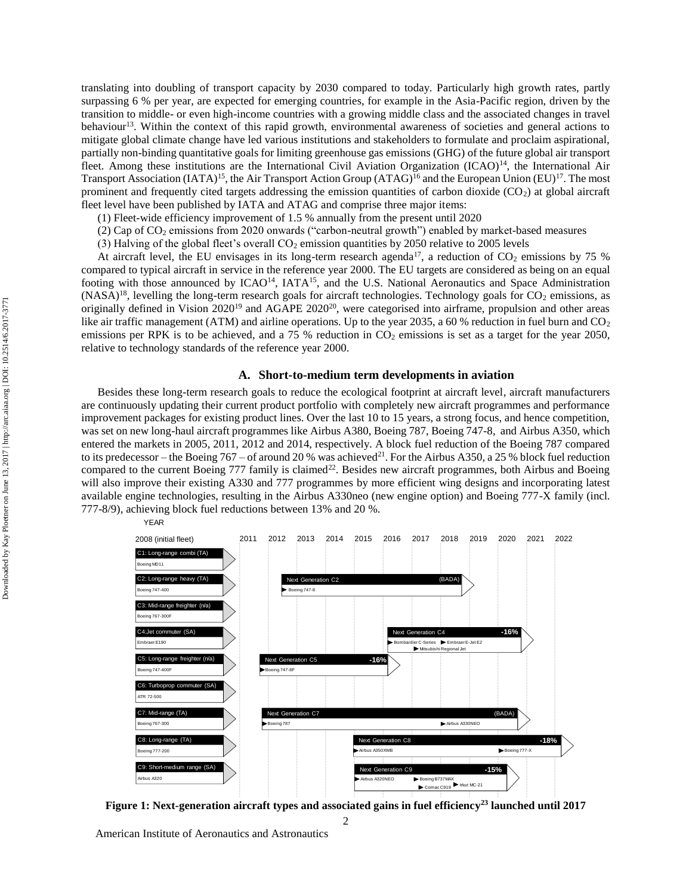translating into doubling of transport capacity by 2030 compared to today. Particularly high growth rates, partly surpassing 6 % per year, are expected for emerging countries, for example in the Asia-Pacific region, driven by the transition to middle- or even high-income countries with a growing middle class and the associated changes in travel behaviour[13]. Within the context of this rapid growth, environmental awareness of societies and general actions to mitigate global climate change have led various institutions and stakeholders to formulate and proclaim aspirational, partially non-binding quantitative goals for limiting greenhouse gas emissions (GHG) of the future global air transport fleet. Among these institutions are the International Civil Aviation Organization (ICAO)[14], the International Air Transport Association (IATA)[15], the Air Transport Action Group (ATAG)[16] and the European Union (EU)[17]. The most prominent and frequently cited targets addressing the emission quantities of carbon dioxide ($CO_2$) at global aircraft fleet level have been published by IATA and ATAG and comprise three major items:

(1) Fleet-wide efficiency improvement of 1.5 % annually from the present until 2020

(2) Cap of $CO_2$ emissions from 2020 onwards ("carbon-neutral growth") enabled by market-based measures

(3) Halving of the global fleet's overall $CO_2$ emission quantities by 2050 relative to 2005 levels

At aircraft level, the EU envisages in its long-term research agenda[17], a reduction of $CO_2$ emissions by 75 % compared to typical aircraft in service in the reference year 2000. The EU targets are considered as being on an equal footing with those announced by ICAO[14], IATA[15], and the U.S. National Aeronautics and Space Administration (NASA)[18], levelling the long-term research goals for aircraft technologies. Technology goals for $CO_2$ emissions, as originally defined in Vision 2020[19] and AGAPE 2020[20], were categorised into airframe, propulsion and other areas like air traffic management (ATM) and airline operations. Up to the year 2035, a 60 % reduction in fuel burn and $CO_2$ emissions per RPK is to be achieved, and a 75 % reduction in $CO_2$ emissions is set as a target for the year 2050, relative to technology standards of the reference year 2000.

### A. Short-to-medium term developments in aviation

Besides these long-term research goals to reduce the ecological footprint at aircraft level, aircraft manufacturers are continuously updating their current product portfolio with completely new aircraft programmes and performance improvement packages for existing product lines. Over the last 10 to 15 years, a strong focus, and hence competition, was set on new long-haul aircraft programmes like Airbus A380, Boeing 787, Boeing 747-8, and Airbus A350, which entered the markets in 2005, 2011, 2012 and 2014, respectively. A block fuel reduction of the Boeing 787 compared to its predecessor – the Boeing 767 – of around 20 % was achieved[21]. For the Airbus A350, a 25 % block fuel reduction compared to the current Boeing 777 family is claimed[22]. Besides new aircraft programmes, both Airbus and Boeing will also improve their existing A330 and 777 programmes by more efficient wing designs and incorporating latest available engine technologies, resulting in the Airbus A330neo (new engine option) and Boeing 777-X family (incl. 777-8/9), achieving block fuel reductions between 13% and 20 %.

| 2008 (initial fleet) | Next generation (launched until 2017) | Fuel efficiency gain |
|---|---|---|
| C1: Long-range combi (TA) – Boeing MD11 | – | |
| C2: Long-range heavy (TA) – Boeing 747-400 | Next Generation C2: Boeing 747-8 | (BADA) |
| C3: Mid-range freighter (n/a) – Boeing 767-300F | – | |
| C4: Jet commuter (SA) – Embraer E190 | Next Generation C4: Bombardier C-Series, Embraer E-Jet E2, Mitsubishi Regional Jet | -16% |
| C5: Long-range freighter (n/a) – Boeing 747-400F | Next Generation C5: Boeing 747-8F | -16% |
| C6: Turboprop commuter (SA) – ATR 72-500 | – | |
| C7: Mid-range (TA) – Boeing 767-300 | Next Generation C7: Boeing 787, Airbus A330NEO | (BADA) |
| C8: Long-range (TA) – Boeing 777-200 | Next Generation C8: Airbus A350XWB, Boeing 777-X | -18% |
| C9: Short-medium range (SA) – Airbus A320 | Next Generation C9: Airbus A320NEO, Boeing B737MAX, Comac C919, Irkut MC-21 | -15% |

**Figure 1: Next-generation aircraft types and associated gains in fuel efficiency[23] launched until 2017**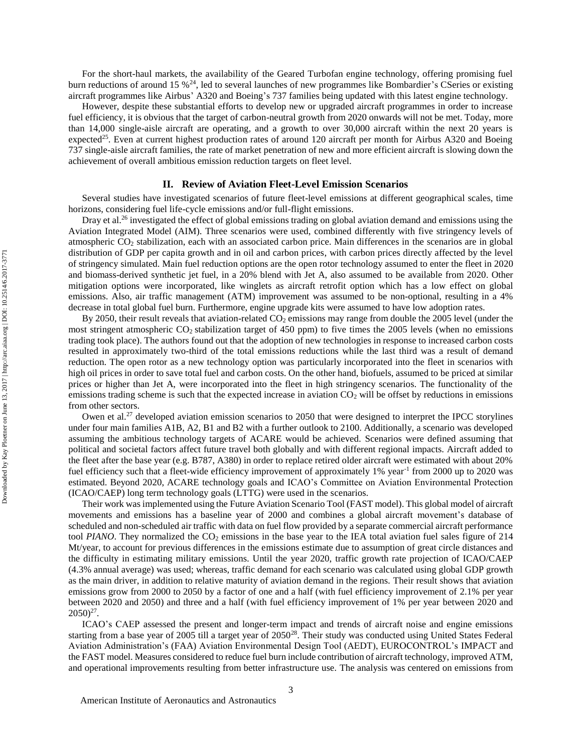For the short-haul markets, the availability of the Geared Turbofan engine technology, offering promising fuel burn reductions of around 15 %[24], led to several launches of new programmes like Bombardier's CSeries or existing aircraft programmes like Airbus' A320 and Boeing's 737 families being updated with this latest engine technology.

However, despite these substantial efforts to develop new or upgraded aircraft programmes in order to increase fuel efficiency, it is obvious that the target of carbon-neutral growth from 2020 onwards will not be met. Today, more than 14,000 single-aisle aircraft are operating, and a growth to over 30,000 aircraft within the next 20 years is expected[25]. Even at current highest production rates of around 120 aircraft per month for Airbus A320 and Boeing 737 single-aisle aircraft families, the rate of market penetration of new and more efficient aircraft is slowing down the achievement of overall ambitious emission reduction targets on fleet level.

## II. Review of Aviation Fleet-Level Emission Scenarios

Several studies have investigated scenarios of future fleet-level emissions at different geographical scales, time horizons, considering fuel life-cycle emissions and/or full-flight emissions.

Dray et al.[26] investigated the effect of global emissions trading on global aviation demand and emissions using the Aviation Integrated Model (AIM). Three scenarios were used, combined differently with five stringency levels of atmospheric $CO_2$ stabilization, each with an associated carbon price. Main differences in the scenarios are in global distribution of GDP per capita growth and in oil and carbon prices, with carbon prices directly affected by the level of stringency simulated. Main fuel reduction options are the open rotor technology assumed to enter the fleet in 2020 and biomass-derived synthetic jet fuel, in a 20% blend with Jet A, also assumed to be available from 2020. Other mitigation options were incorporated, like winglets as aircraft retrofit option which has a low effect on global emissions. Also, air traffic management (ATM) improvement was assumed to be non-optional, resulting in a 4% decrease in total global fuel burn. Furthermore, engine upgrade kits were assumed to have low adoption rates.

By 2050, their result reveals that aviation-related $CO_2$ emissions may range from double the 2005 level (under the most stringent atmospheric $CO_2$ stabilization target of 450 ppm) to five times the 2005 levels (when no emissions trading took place). The authors found out that the adoption of new technologies in response to increased carbon costs resulted in approximately two-third of the total emissions reductions while the last third was a result of demand reduction. The open rotor as a new technology option was particularly incorporated into the fleet in scenarios with high oil prices in order to save total fuel and carbon costs. On the other hand, biofuels, assumed to be priced at similar prices or higher than Jet A, were incorporated into the fleet in high stringency scenarios. The functionality of the emissions trading scheme is such that the expected increase in aviation $CO_2$ will be offset by reductions in emissions from other sectors.

Owen et al.[27] developed aviation emission scenarios to 2050 that were designed to interpret the IPCC storylines under four main families A1B, A2, B1 and B2 with a further outlook to 2100. Additionally, a scenario was developed assuming the ambitious technology targets of ACARE would be achieved. Scenarios were defined assuming that political and societal factors affect future travel both globally and with different regional impacts. Aircraft added to the fleet after the base year (e.g. B787, A380) in order to replace retired older aircraft were estimated with about 20% fuel efficiency such that a fleet-wide efficiency improvement of approximately 1% $year^{-1}$ from 2000 up to 2020 was estimated. Beyond 2020, ACARE technology goals and ICAO's Committee on Aviation Environmental Protection (ICAO/CAEP) long term technology goals (LTTG) were used in the scenarios.

Their work was implemented using the Future Aviation Scenario Tool (FAST model). This global model of aircraft movements and emissions has a baseline year of 2000 and combines a global aircraft movement's database of scheduled and non-scheduled air traffic with data on fuel flow provided by a separate commercial aircraft performance tool *PIANO*. They normalized the $CO_2$ emissions in the base year to the IEA total aviation fuel sales figure of 214 Mt/year, to account for previous differences in the emissions estimate due to assumption of great circle distances and the difficulty in estimating military emissions. Until the year 2020, traffic growth rate projection of ICAO/CAEP (4.3% annual average) was used; whereas, traffic demand for each scenario was calculated using global GDP growth as the main driver, in addition to relative maturity of aviation demand in the regions. Their result shows that aviation emissions grow from 2000 to 2050 by a factor of one and a half (with fuel efficiency improvement of 2.1% per year between 2020 and 2050) and three and a half (with fuel efficiency improvement of 1% per year between 2020 and 2050)[27].

ICAO's CAEP assessed the present and longer-term impact and trends of aircraft noise and engine emissions starting from a base year of 2005 till a target year of 2050[28]. Their study was conducted using United States Federal Aviation Administration's (FAA) Aviation Environmental Design Tool (AEDT), EUROCONTROL's IMPACT and the FAST model. Measures considered to reduce fuel burn include contribution of aircraft technology, improved ATM, and operational improvements resulting from better infrastructure use. The analysis was centered on emissions from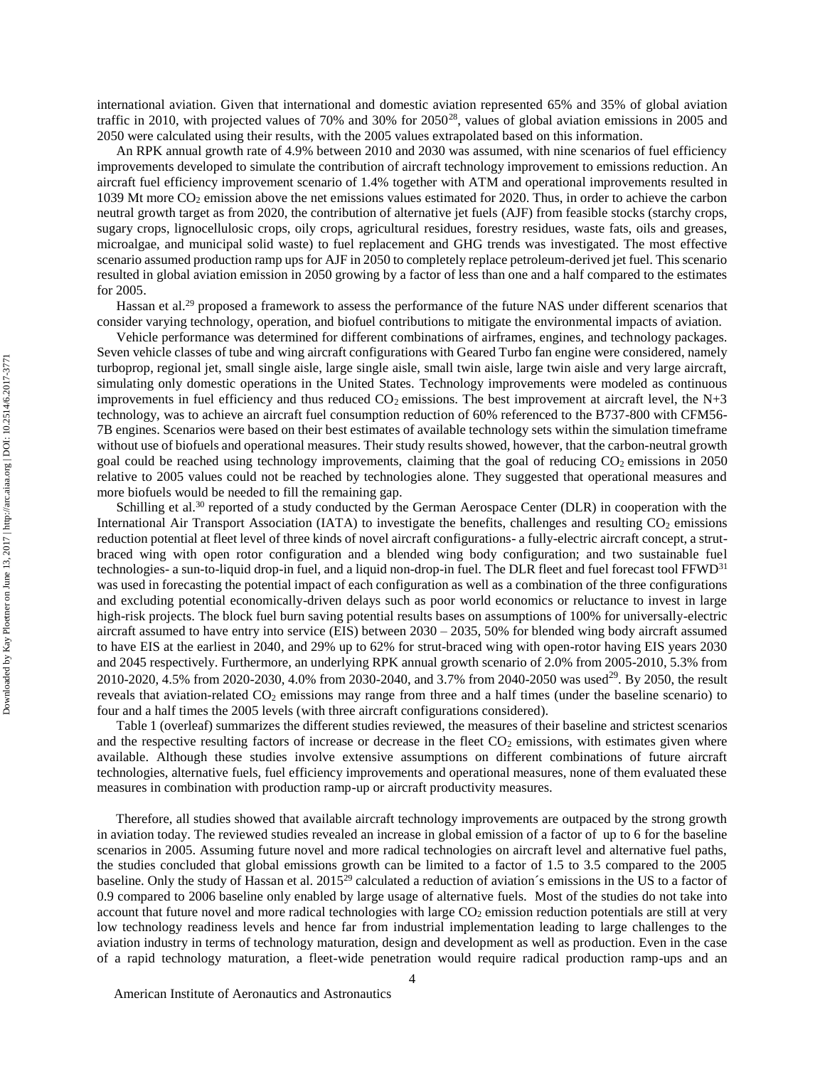international aviation. Given that international and domestic aviation represented 65% and 35% of global aviation traffic in 2010, with projected values of 70% and 30% for 2050[28], values of global aviation emissions in 2005 and 2050 were calculated using their results, with the 2005 values extrapolated based on this information.

An RPK annual growth rate of 4.9% between 2010 and 2030 was assumed, with nine scenarios of fuel efficiency improvements developed to simulate the contribution of aircraft technology improvement to emissions reduction. An aircraft fuel efficiency improvement scenario of 1.4% together with ATM and operational improvements resulted in 1039 Mt more $CO_2$ emission above the net emissions values estimated for 2020. Thus, in order to achieve the carbon neutral growth target as from 2020, the contribution of alternative jet fuels (AJF) from feasible stocks (starchy crops, sugary crops, lignocellulosic crops, oily crops, agricultural residues, forestry residues, waste fats, oils and greases, microalgae, and municipal solid waste) to fuel replacement and GHG trends was investigated. The most effective scenario assumed production ramp ups for AJF in 2050 to completely replace petroleum-derived jet fuel. This scenario resulted in global aviation emission in 2050 growing by a factor of less than one and a half compared to the estimates for 2005.

Hassan et al.[29] proposed a framework to assess the performance of the future NAS under different scenarios that consider varying technology, operation, and biofuel contributions to mitigate the environmental impacts of aviation.

Vehicle performance was determined for different combinations of airframes, engines, and technology packages. Seven vehicle classes of tube and wing aircraft configurations with Geared Turbo fan engine were considered, namely turboprop, regional jet, small single aisle, large single aisle, small twin aisle, large twin aisle and very large aircraft, simulating only domestic operations in the United States. Technology improvements were modeled as continuous improvements in fuel efficiency and thus reduced $CO_2$ emissions. The best improvement at aircraft level, the N+3 technology, was to achieve an aircraft fuel consumption reduction of 60% referenced to the B737-800 with CFM56-7B engines. Scenarios were based on their best estimates of available technology sets within the simulation timeframe without use of biofuels and operational measures. Their study results showed, however, that the carbon-neutral growth goal could be reached using technology improvements, claiming that the goal of reducing $CO_2$ emissions in 2050 relative to 2005 values could not be reached by technologies alone. They suggested that operational measures and more biofuels would be needed to fill the remaining gap.

Schilling et al.[30] reported of a study conducted by the German Aerospace Center (DLR) in cooperation with the International Air Transport Association (IATA) to investigate the benefits, challenges and resulting $CO_2$ emissions reduction potential at fleet level of three kinds of novel aircraft configurations- a fully-electric aircraft concept, a strut-braced wing with open rotor configuration and a blended wing body configuration; and two sustainable fuel technologies- a sun-to-liquid drop-in fuel, and a liquid non-drop-in fuel. The DLR fleet and fuel forecast tool FFWD[31] was used in forecasting the potential impact of each configuration as well as a combination of the three configurations and excluding potential economically-driven delays such as poor world economics or reluctance to invest in large high-risk projects. The block fuel burn saving potential results bases on assumptions of 100% for universally-electric aircraft assumed to have entry into service (EIS) between 2030 – 2035, 50% for blended wing body aircraft assumed to have EIS at the earliest in 2040, and 29% up to 62% for strut-braced wing with open-rotor having EIS years 2030 and 2045 respectively. Furthermore, an underlying RPK annual growth scenario of 2.0% from 2005-2010, 5.3% from 2010-2020, 4.5% from 2020-2030, 4.0% from 2030-2040, and 3.7% from 2040-2050 was used[29]. By 2050, the result reveals that aviation-related $CO_2$ emissions may range from three and a half times (under the baseline scenario) to four and a half times the 2005 levels (with three aircraft configurations considered).

Table 1 (overleaf) summarizes the different studies reviewed, the measures of their baseline and strictest scenarios and the respective resulting factors of increase or decrease in the fleet $CO_2$ emissions, with estimates given where available. Although these studies involve extensive assumptions on different combinations of future aircraft technologies, alternative fuels, fuel efficiency improvements and operational measures, none of them evaluated these measures in combination with production ramp-up or aircraft productivity measures.

Therefore, all studies showed that available aircraft technology improvements are outpaced by the strong growth in aviation today. The reviewed studies revealed an increase in global emission of a factor of up to 6 for the baseline scenarios in 2005. Assuming future novel and more radical technologies on aircraft level and alternative fuel paths, the studies concluded that global emissions growth can be limited to a factor of 1.5 to 3.5 compared to the 2005 baseline. Only the study of Hassan et al. 2015[29] calculated a reduction of aviation´s emissions in the US to a factor of 0.9 compared to 2006 baseline only enabled by large usage of alternative fuels. Most of the studies do not take into account that future novel and more radical technologies with large $CO_2$ emission reduction potentials are still at very low technology readiness levels and hence far from industrial implementation leading to large challenges to the aviation industry in terms of technology maturation, design and development as well as production. Even in the case of a rapid technology maturation, a fleet-wide penetration would require radical production ramp-ups and an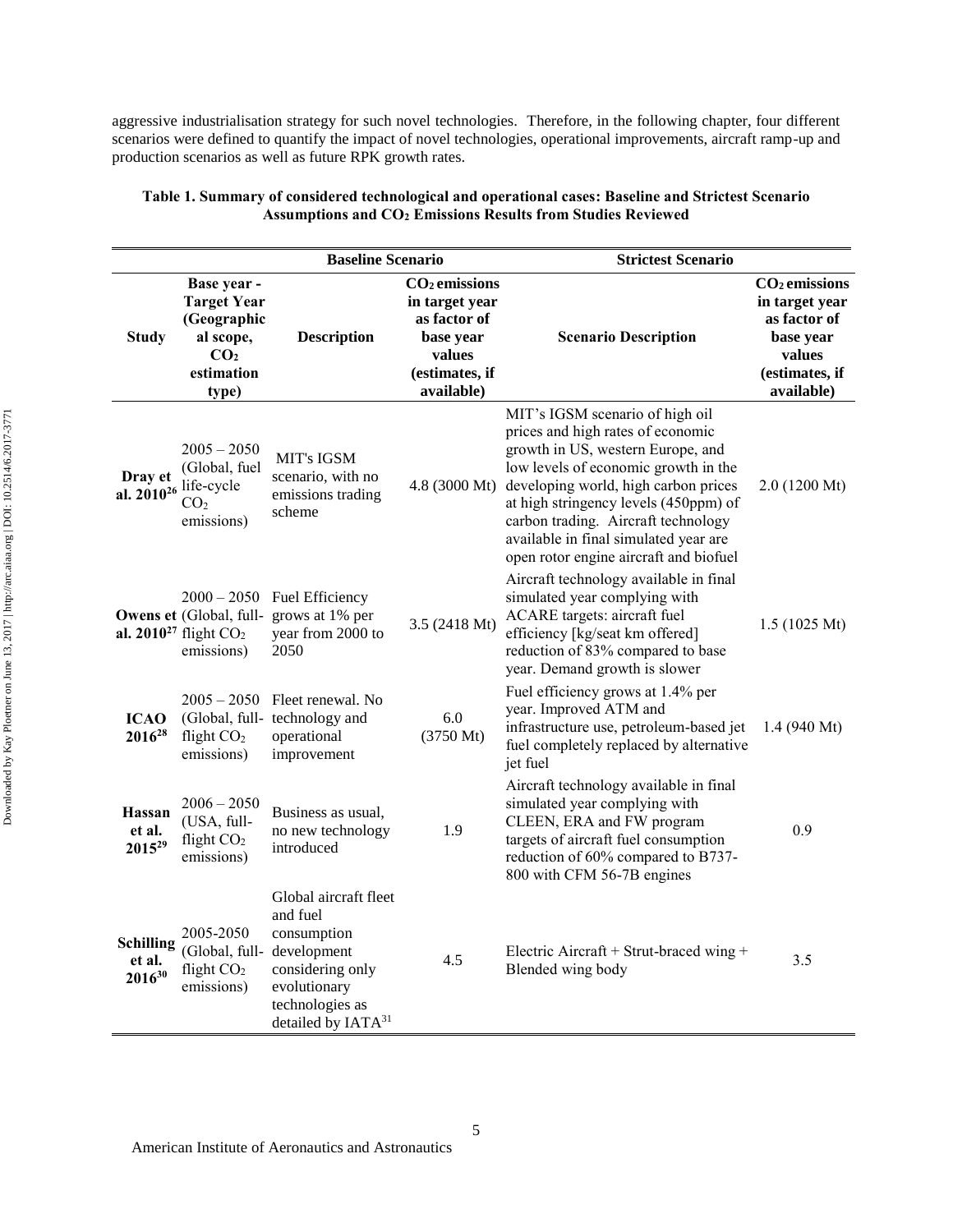aggressive industrialisation strategy for such novel technologies. Therefore, in the following chapter, four different scenarios were defined to quantify the impact of novel technologies, operational improvements, aircraft ramp-up and production scenarios as well as future RPK growth rates.

**Table 1. Summary of considered technological and operational cases: Baseline and Strictest Scenario Assumptions and $CO_2$ Emissions Results from Studies Reviewed**

| | | Baseline Scenario | | Strictest Scenario | |
|---|---|---|---|---|---|
| **Study** | **Base year - Target Year (Geographical scope, $CO_2$ estimation type)** | **Description** | **$CO_2$ emissions in target year as factor of base year values (estimates, if available)** | **Scenario Description** | **$CO_2$ emissions in target year as factor of base year values (estimates, if available)** |
| **Dray et al. 2010**[26] | 2005 – 2050 (Global, fuel life-cycle $CO_2$ emissions) | MIT's IGSM scenario, with no emissions trading scheme | 4.8 (3000 Mt) | MIT's IGSM scenario of high oil prices and high rates of economic growth in US, western Europe, and low levels of economic growth in the developing world, high carbon prices at high stringency levels (450ppm) of carbon trading. Aircraft technology available in final simulated year are open rotor engine aircraft and biofuel | 2.0 (1200 Mt) |
| **Owens et al. 2010**[27] | 2000 – 2050 (Global, full-flight $CO_2$ emissions) | Fuel Efficiency grows at 1% per year from 2000 to 2050 | 3.5 (2418 Mt) | Aircraft technology available in final simulated year complying with ACARE targets: aircraft fuel efficiency [kg/seat km offered] reduction of 83% compared to base year. Demand growth is slower | 1.5 (1025 Mt) |
| **ICAO 2016**[28] | 2005 – 2050 (Global, full-flight $CO_2$ emissions) | Fleet renewal. No technology and operational improvement | 6.0 (3750 Mt) | Fuel efficiency grows at 1.4% per year. Improved ATM and infrastructure use, petroleum-based jet fuel completely replaced by alternative jet fuel | 1.4 (940 Mt) |
| **Hassan et al. 2015**[29] | 2006 – 2050 (USA, full-flight $CO_2$ emissions) | Business as usual, no new technology introduced | 1.9 | Aircraft technology available in final simulated year complying with CLEEN, ERA and FW program targets of aircraft fuel consumption reduction of 60% compared to B737-800 with CFM 56-7B engines | 0.9 |
| **Schilling et al. 2016**[30] | 2005-2050 (Global, full-flight $CO_2$ emissions) | Global aircraft fleet and fuel consumption development considering only evolutionary technologies as detailed by IATA[31] | 4.5 | Electric Aircraft + Strut-braced wing + Blended wing body | 3.5 |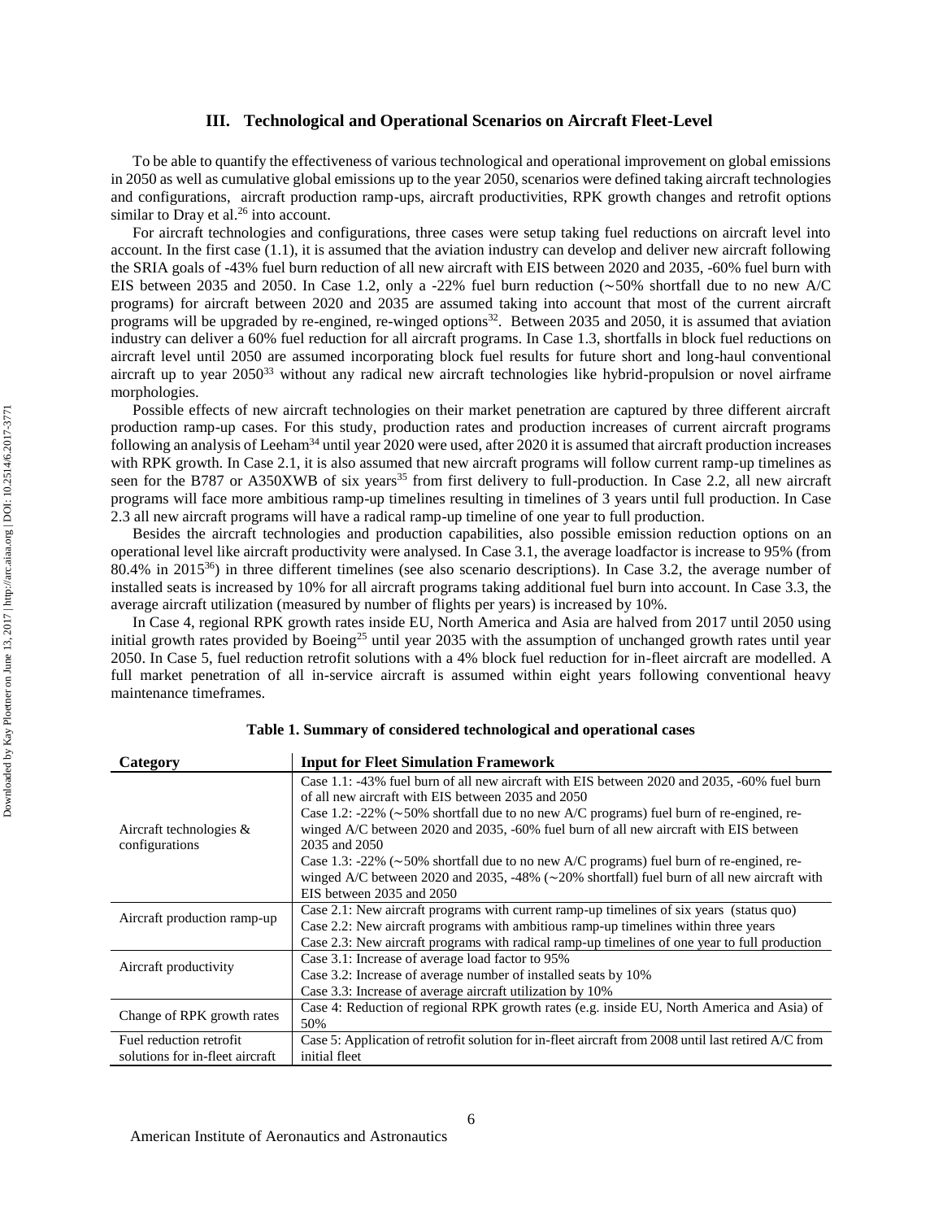## III. Technological and Operational Scenarios on Aircraft Fleet-Level

To be able to quantify the effectiveness of various technological and operational improvement on global emissions in 2050 as well as cumulative global emissions up to the year 2050, scenarios were defined taking aircraft technologies and configurations, aircraft production ramp-ups, aircraft productivities, RPK growth changes and retrofit options similar to Dray et al.[26] into account.

For aircraft technologies and configurations, three cases were setup taking fuel reductions on aircraft level into account. In the first case (1.1), it is assumed that the aviation industry can develop and deliver new aircraft following the SRIA goals of -43% fuel burn reduction of all new aircraft with EIS between 2020 and 2035, -60% fuel burn with EIS between 2035 and 2050. In Case 1.2, only a -22% fuel burn reduction (∼50% shortfall due to no new A/C programs) for aircraft between 2020 and 2035 are assumed taking into account that most of the current aircraft programs will be upgraded by re-engined, re-winged options[32]. Between 2035 and 2050, it is assumed that aviation industry can deliver a 60% fuel reduction for all aircraft programs. In Case 1.3, shortfalls in block fuel reductions on aircraft level until 2050 are assumed incorporating block fuel results for future short and long-haul conventional aircraft up to year 2050[33] without any radical new aircraft technologies like hybrid-propulsion or novel airframe morphologies.

Possible effects of new aircraft technologies on their market penetration are captured by three different aircraft production ramp-up cases. For this study, production rates and production increases of current aircraft programs following an analysis of Leeham[34] until year 2020 were used, after 2020 it is assumed that aircraft production increases with RPK growth. In Case 2.1, it is also assumed that new aircraft programs will follow current ramp-up timelines as seen for the B787 or A350XWB of six years[35] from first delivery to full-production. In Case 2.2, all new aircraft programs will face more ambitious ramp-up timelines resulting in timelines of 3 years until full production. In Case 2.3 all new aircraft programs will have a radical ramp-up timeline of one year to full production.

Besides the aircraft technologies and production capabilities, also possible emission reduction options on an operational level like aircraft productivity were analysed. In Case 3.1, the average loadfactor is increase to 95% (from 80.4% in 2015[36]) in three different timelines (see also scenario descriptions). In Case 3.2, the average number of installed seats is increased by 10% for all aircraft programs taking additional fuel burn into account. In Case 3.3, the average aircraft utilization (measured by number of flights per years) is increased by 10%.

In Case 4, regional RPK growth rates inside EU, North America and Asia are halved from 2017 until 2050 using initial growth rates provided by Boeing[25] until year 2035 with the assumption of unchanged growth rates until year 2050. In Case 5, fuel reduction retrofit solutions with a 4% block fuel reduction for in-fleet aircraft are modelled. A full market penetration of all in-service aircraft is assumed within eight years following conventional heavy maintenance timeframes.

**Table 1. Summary of considered technological and operational cases**

| Category | Input for Fleet Simulation Framework |
|---|---|
| Aircraft technologies & configurations | Case 1.1: -43% fuel burn of all new aircraft with EIS between 2020 and 2035, -60% fuel burn of all new aircraft with EIS between 2035 and 2050<br>Case 1.2: -22% (∼50% shortfall due to no new A/C programs) fuel burn of re-engined, re-winged A/C between 2020 and 2035, -60% fuel burn of all new aircraft with EIS between 2035 and 2050<br>Case 1.3: -22% (∼50% shortfall due to no new A/C programs) fuel burn of re-engined, re-winged A/C between 2020 and 2035, -48% (∼20% shortfall) fuel burn of all new aircraft with EIS between 2035 and 2050 |
| Aircraft production ramp-up | Case 2.1: New aircraft programs with current ramp-up timelines of six years (status quo)<br>Case 2.2: New aircraft programs with ambitious ramp-up timelines within three years<br>Case 2.3: New aircraft programs with radical ramp-up timelines of one year to full production |
| Aircraft productivity | Case 3.1: Increase of average load factor to 95%<br>Case 3.2: Increase of average number of installed seats by 10%<br>Case 3.3: Increase of average aircraft utilization by 10% |
| Change of RPK growth rates | Case 4: Reduction of regional RPK growth rates (e.g. inside EU, North America and Asia) of 50% |
| Fuel reduction retrofit solutions for in-fleet aircraft | Case 5: Application of retrofit solution for in-fleet aircraft from 2008 until last retired A/C from initial fleet |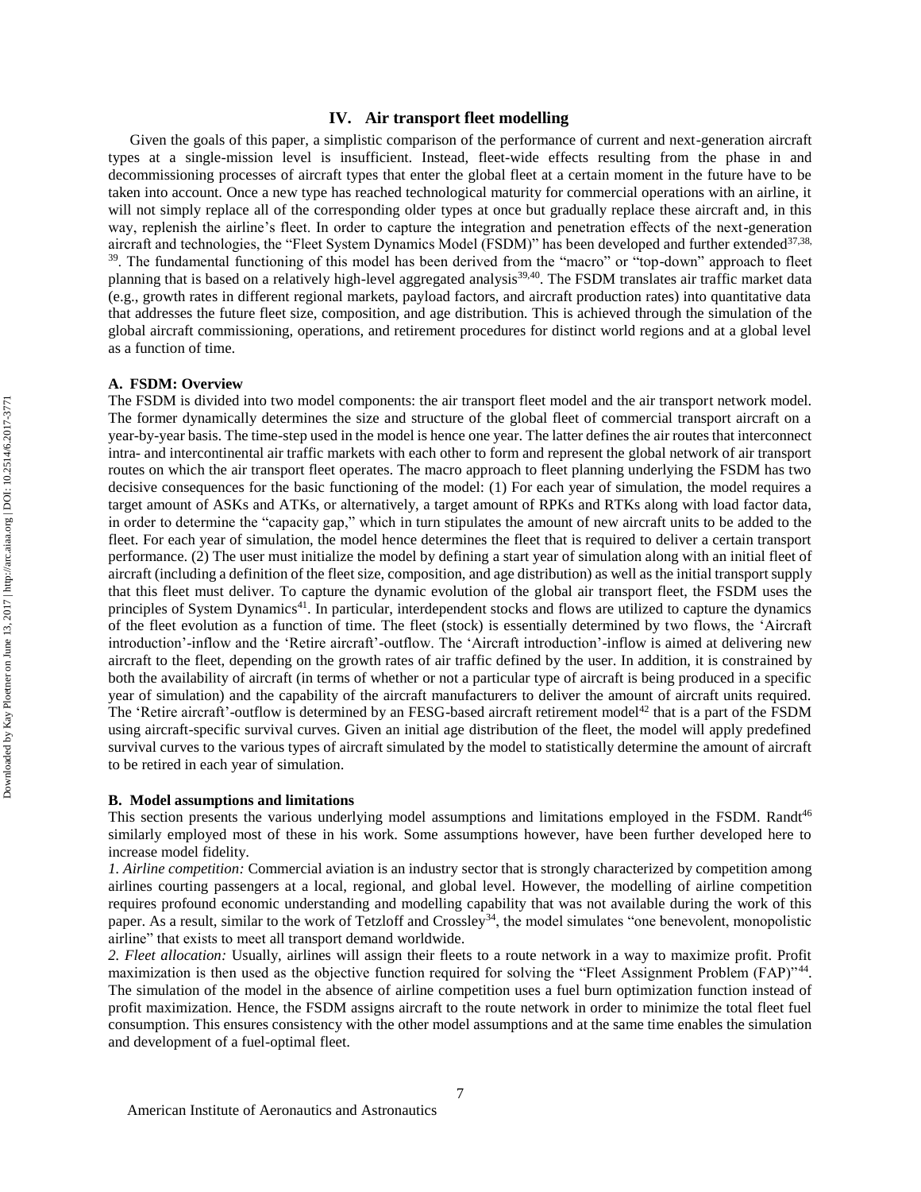## IV. Air transport fleet modelling

Given the goals of this paper, a simplistic comparison of the performance of current and next-generation aircraft types at a single-mission level is insufficient. Instead, fleet-wide effects resulting from the phase in and decommissioning processes of aircraft types that enter the global fleet at a certain moment in the future have to be taken into account. Once a new type has reached technological maturity for commercial operations with an airline, it will not simply replace all of the corresponding older types at once but gradually replace these aircraft and, in this way, replenish the airline's fleet. In order to capture the integration and penetration effects of the next-generation aircraft and technologies, the "Fleet System Dynamics Model (FSDM)" has been developed and further extended[37,38,39]. The fundamental functioning of this model has been derived from the "macro" or "top-down" approach to fleet planning that is based on a relatively high-level aggregated analysis[39,40]. The FSDM translates air traffic market data (e.g., growth rates in different regional markets, payload factors, and aircraft production rates) into quantitative data that addresses the future fleet size, composition, and age distribution. This is achieved through the simulation of the global aircraft commissioning, operations, and retirement procedures for distinct world regions and at a global level as a function of time.

### A. FSDM: Overview

The FSDM is divided into two model components: the air transport fleet model and the air transport network model. The former dynamically determines the size and structure of the global fleet of commercial transport aircraft on a year-by-year basis. The time-step used in the model is hence one year. The latter defines the air routes that interconnect intra- and intercontinental air traffic markets with each other to form and represent the global network of air transport routes on which the air transport fleet operates. The macro approach to fleet planning underlying the FSDM has two decisive consequences for the basic functioning of the model: (1) For each year of simulation, the model requires a target amount of ASKs and ATKs, or alternatively, a target amount of RPKs and RTKs along with load factor data, in order to determine the "capacity gap," which in turn stipulates the amount of new aircraft units to be added to the fleet. For each year of simulation, the model hence determines the fleet that is required to deliver a certain transport performance. (2) The user must initialize the model by defining a start year of simulation along with an initial fleet of aircraft (including a definition of the fleet size, composition, and age distribution) as well as the initial transport supply that this fleet must deliver. To capture the dynamic evolution of the global air transport fleet, the FSDM uses the principles of System Dynamics[41]. In particular, interdependent stocks and flows are utilized to capture the dynamics of the fleet evolution as a function of time. The fleet (stock) is essentially determined by two flows, the 'Aircraft introduction'-inflow and the 'Retire aircraft'-outflow. The 'Aircraft introduction'-inflow is aimed at delivering new aircraft to the fleet, depending on the growth rates of air traffic defined by the user. In addition, it is constrained by both the availability of aircraft (in terms of whether or not a particular type of aircraft is being produced in a specific year of simulation) and the capability of the aircraft manufacturers to deliver the amount of aircraft units required. The 'Retire aircraft'-outflow is determined by an FESG-based aircraft retirement model[42] that is a part of the FSDM using aircraft-specific survival curves. Given an initial age distribution of the fleet, the model will apply predefined survival curves to the various types of aircraft simulated by the model to statistically determine the amount of aircraft to be retired in each year of simulation.

### B. Model assumptions and limitations

This section presents the various underlying model assumptions and limitations employed in the FSDM. Randt[46] similarly employed most of these in his work. Some assumptions however, have been further developed here to increase model fidelity.

*1. Airline competition:* Commercial aviation is an industry sector that is strongly characterized by competition among airlines courting passengers at a local, regional, and global level. However, the modelling of airline competition requires profound economic understanding and modelling capability that was not available during the work of this paper. As a result, similar to the work of Tetzloff and Crossley[34], the model simulates "one benevolent, monopolistic airline" that exists to meet all transport demand worldwide.

*2. Fleet allocation:* Usually, airlines will assign their fleets to a route network in a way to maximize profit. Profit maximization is then used as the objective function required for solving the "Fleet Assignment Problem (FAP)"[44]. The simulation of the model in the absence of airline competition uses a fuel burn optimization function instead of profit maximization. Hence, the FSDM assigns aircraft to the route network in order to minimize the total fleet fuel consumption. This ensures consistency with the other model assumptions and at the same time enables the simulation and development of a fuel-optimal fleet.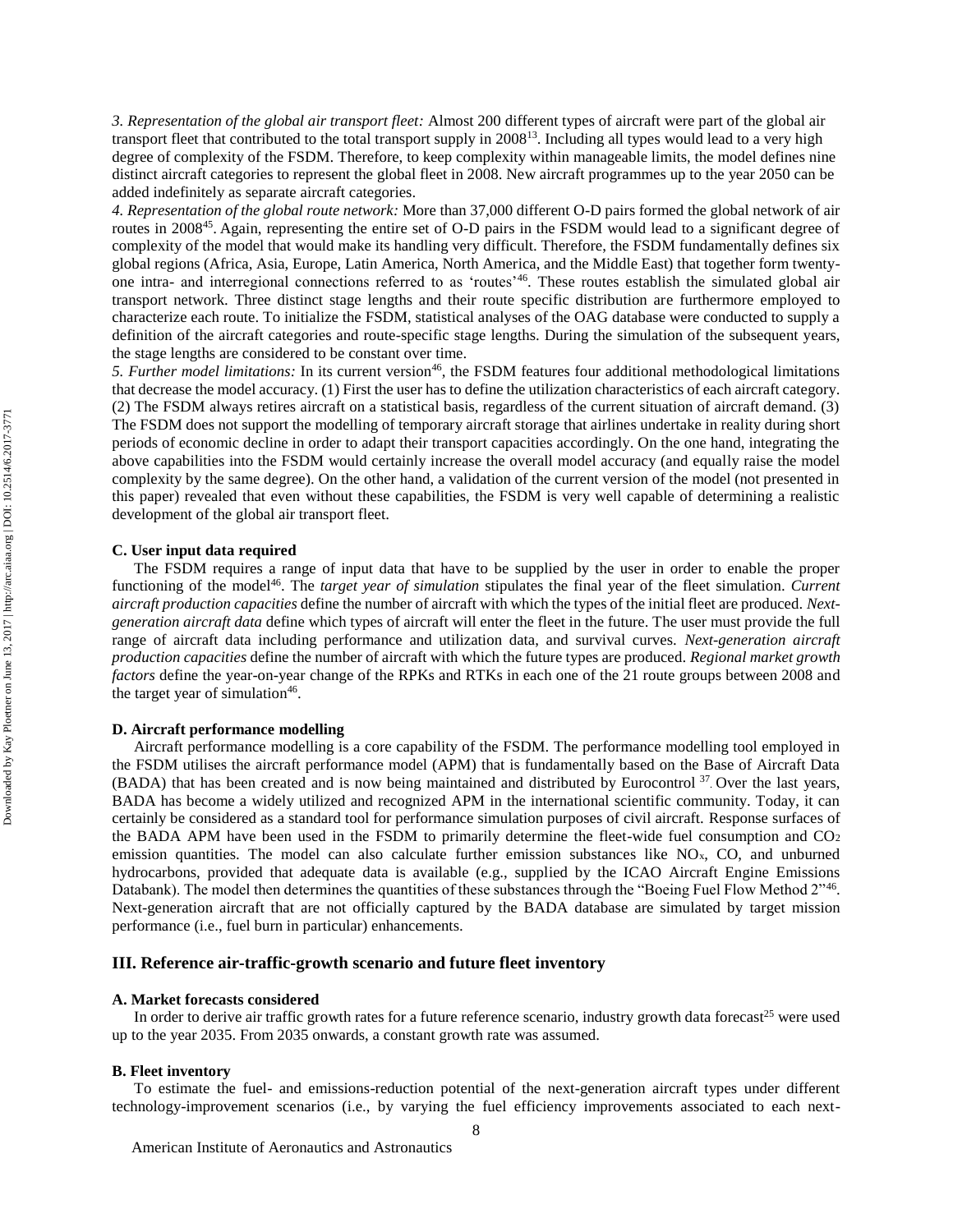*3. Representation of the global air transport fleet:* Almost 200 different types of aircraft were part of the global air transport fleet that contributed to the total transport supply in 2008[13]. Including all types would lead to a very high degree of complexity of the FSDM. Therefore, to keep complexity within manageable limits, the model defines nine distinct aircraft categories to represent the global fleet in 2008. New aircraft programmes up to the year 2050 can be added indefinitely as separate aircraft categories.

*4. Representation of the global route network:* More than 37,000 different O-D pairs formed the global network of air routes in 2008[45]. Again, representing the entire set of O-D pairs in the FSDM would lead to a significant degree of complexity of the model that would make its handling very difficult. Therefore, the FSDM fundamentally defines six global regions (Africa, Asia, Europe, Latin America, North America, and the Middle East) that together form twenty-one intra- and interregional connections referred to as 'routes'[46]. These routes establish the simulated global air transport network. Three distinct stage lengths and their route specific distribution are furthermore employed to characterize each route. To initialize the FSDM, statistical analyses of the OAG database were conducted to supply a definition of the aircraft categories and route-specific stage lengths. During the simulation of the subsequent years, the stage lengths are considered to be constant over time.

*5. Further model limitations:* In its current version[46], the FSDM features four additional methodological limitations that decrease the model accuracy. (1) First the user has to define the utilization characteristics of each aircraft category. (2) The FSDM always retires aircraft on a statistical basis, regardless of the current situation of aircraft demand. (3) The FSDM does not support the modelling of temporary aircraft storage that airlines undertake in reality during short periods of economic decline in order to adapt their transport capacities accordingly. On the one hand, integrating the above capabilities into the FSDM would certainly increase the overall model accuracy (and equally raise the model complexity by the same degree). On the other hand, a validation of the current version of the model (not presented in this paper) revealed that even without these capabilities, the FSDM is very well capable of determining a realistic development of the global air transport fleet.

### C. User input data required

The FSDM requires a range of input data that have to be supplied by the user in order to enable the proper functioning of the model[46]. The *target year of simulation* stipulates the final year of the fleet simulation. *Current aircraft production capacities* define the number of aircraft with which the types of the initial fleet are produced. *Next-generation aircraft data* define which types of aircraft will enter the fleet in the future. The user must provide the full range of aircraft data including performance and utilization data, and survival curves. *Next-generation aircraft production capacities* define the number of aircraft with which the future types are produced. *Regional market growth factors* define the year-on-year change of the RPKs and RTKs in each one of the 21 route groups between 2008 and the target year of simulation[46].

### D. Aircraft performance modelling

Aircraft performance modelling is a core capability of the FSDM. The performance modelling tool employed in the FSDM utilises the aircraft performance model (APM) that is fundamentally based on the Base of Aircraft Data (BADA) that has been created and is now being maintained and distributed by Eurocontrol [37]. Over the last years, BADA has become a widely utilized and recognized APM in the international scientific community. Today, it can certainly be considered as a standard tool for performance simulation purposes of civil aircraft. Response surfaces of the BADA APM have been used in the FSDM to primarily determine the fleet-wide fuel consumption and $CO_2$ emission quantities. The model can also calculate further emission substances like $NO_x$, CO, and unburned hydrocarbons, provided that adequate data is available (e.g., supplied by the ICAO Aircraft Engine Emissions Databank). The model then determines the quantities of these substances through the "Boeing Fuel Flow Method 2"[46]. Next-generation aircraft that are not officially captured by the BADA database are simulated by target mission performance (i.e., fuel burn in particular) enhancements.

## III. Reference air-traffic-growth scenario and future fleet inventory

### A. Market forecasts considered

In order to derive air traffic growth rates for a future reference scenario, industry growth data forecast[25] were used up to the year 2035. From 2035 onwards, a constant growth rate was assumed.

### B. Fleet inventory

To estimate the fuel- and emissions-reduction potential of the next-generation aircraft types under different technology-improvement scenarios (i.e., by varying the fuel efficiency improvements associated to each next-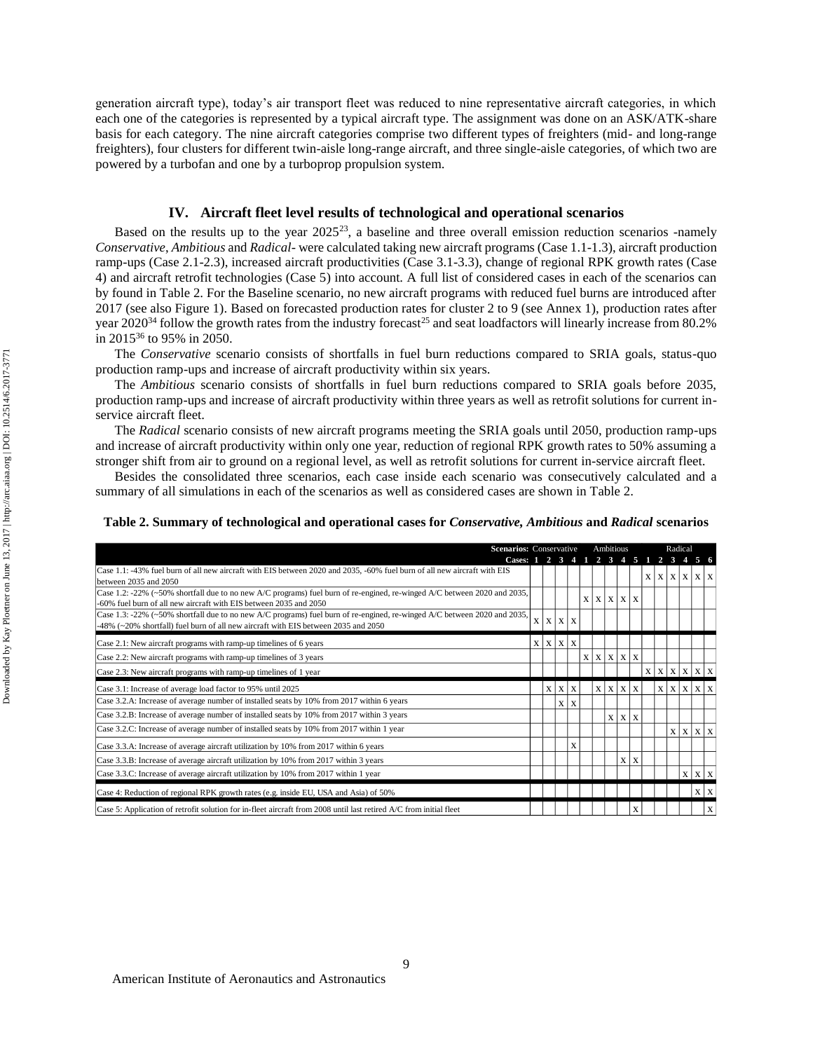generation aircraft type), today's air transport fleet was reduced to nine representative aircraft categories, in which each one of the categories is represented by a typical aircraft type. The assignment was done on an ASK/ATK-share basis for each category. The nine aircraft categories comprise two different types of freighters (mid- and long-range freighters), four clusters for different twin-aisle long-range aircraft, and three single-aisle categories, of which two are powered by a turbofan and one by a turboprop propulsion system.

## IV. Aircraft fleet level results of technological and operational scenarios

Based on the results up to the year 2025[23], a baseline and three overall emission reduction scenarios -namely *Conservative*, *Ambitious* and *Radical*- were calculated taking new aircraft programs (Case 1.1-1.3), aircraft production ramp-ups (Case 2.1-2.3), increased aircraft productivities (Case 3.1-3.3), change of regional RPK growth rates (Case 4) and aircraft retrofit technologies (Case 5) into account. A full list of considered cases in each of the scenarios can by found in Table 2. For the Baseline scenario, no new aircraft programs with reduced fuel burns are introduced after 2017 (see also Figure 1). Based on forecasted production rates for cluster 2 to 9 (see Annex 1), production rates after year 2020[34] follow the growth rates from the industry forecast[25] and seat loadfactors will linearly increase from 80.2% in 2015[36] to 95% in 2050.

The *Conservative* scenario consists of shortfalls in fuel burn reductions compared to SRIA goals, status-quo production ramp-ups and increase of aircraft productivity within six years.

The *Ambitious* scenario consists of shortfalls in fuel burn reductions compared to SRIA goals before 2035, production ramp-ups and increase of aircraft productivity within three years as well as retrofit solutions for current in-service aircraft fleet.

The *Radical* scenario consists of new aircraft programs meeting the SRIA goals until 2050, production ramp-ups and increase of aircraft productivity within only one year, reduction of regional RPK growth rates to 50% assuming a stronger shift from air to ground on a regional level, as well as retrofit solutions for current in-service aircraft fleet.

Besides the consolidated three scenarios, each case inside each scenario was consecutively calculated and a summary of all simulations in each of the scenarios as well as considered cases are shown in Table 2.

**Table 2. Summary of technological and operational cases for *Conservative*, *Ambitious* and *Radical* scenarios**

| **Scenarios:** | Conservative | | | | Ambitious | | | | | Radical | | | | | |
|---|---|---|---|---|---|---|---|---|---|---|---|---|---|---|---|
| **Cases:** | 1 | 2 | 3 | 4 | 1 | 2 | 3 | 4 | 5 | 1 | 2 | 3 | 4 | 5 | 6 |
| Case 1.1: -43% fuel burn of all new aircraft with EIS between 2020 and 2035, -60% fuel burn of all new aircraft with EIS between 2035 and 2050 | | | | | | | | | | X | X | X | X | X | X |
| Case 1.2: -22% (~50% shortfall due to no new A/C programs) fuel burn of re-engined, re-winged A/C between 2020 and 2035, -60% fuel burn of all new aircraft with EIS between 2035 and 2050 | | | | | X | X | X | X | X | | | | | | |
| Case 1.3: -22% (~50% shortfall due to no new A/C programs) fuel burn of re-engined, re-winged A/C between 2020 and 2035, -48% (~20% shortfall) fuel burn of all new aircraft with EIS between 2035 and 2050 | X | X | X | X | | | | | | | | | | | |
| Case 2.1: New aircraft programs with ramp-up timelines of 6 years | X | X | X | X | | | | | | | | | | | |
| Case 2.2: New aircraft programs with ramp-up timelines of 3 years | | | | | X | X | X | X | X | | | | | | |
| Case 2.3: New aircraft programs with ramp-up timelines of 1 year | | | | | | | | | | X | X | X | X | X | X |
| Case 3.1: Increase of average load factor to 95% until 2025 | | X | X | X | | X | X | X | X | | X | X | X | X | X |
| Case 3.2.A: Increase of average number of installed seats by 10% from 2017 within 6 years | | | X | X | | | | | | | | | | | |
| Case 3.2.B: Increase of average number of installed seats by 10% from 2017 within 3 years | | | | | | | X | X | X | | | | | | |
| Case 3.2.C: Increase of average number of installed seats by 10% from 2017 within 1 year | | | | | | | | | | | | X | X | X | X |
| Case 3.3.A: Increase of average aircraft utilization by 10% from 2017 within 6 years | | | | X | | | | | | | | | | | |
| Case 3.3.B: Increase of average aircraft utilization by 10% from 2017 within 3 years | | | | | | | | X | X | | | | | | |
| Case 3.3.C: Increase of average aircraft utilization by 10% from 2017 within 1 year | | | | | | | | | | | | | X | X | X |
| Case 4: Reduction of regional RPK growth rates (e.g. inside EU, USA and Asia) of 50% | | | | | | | | | | | | | | X | X |
| Case 5: Application of retrofit solution for in-fleet aircraft from 2008 until last retired A/C from initial fleet | | | | | | | | | X | | | | | | X |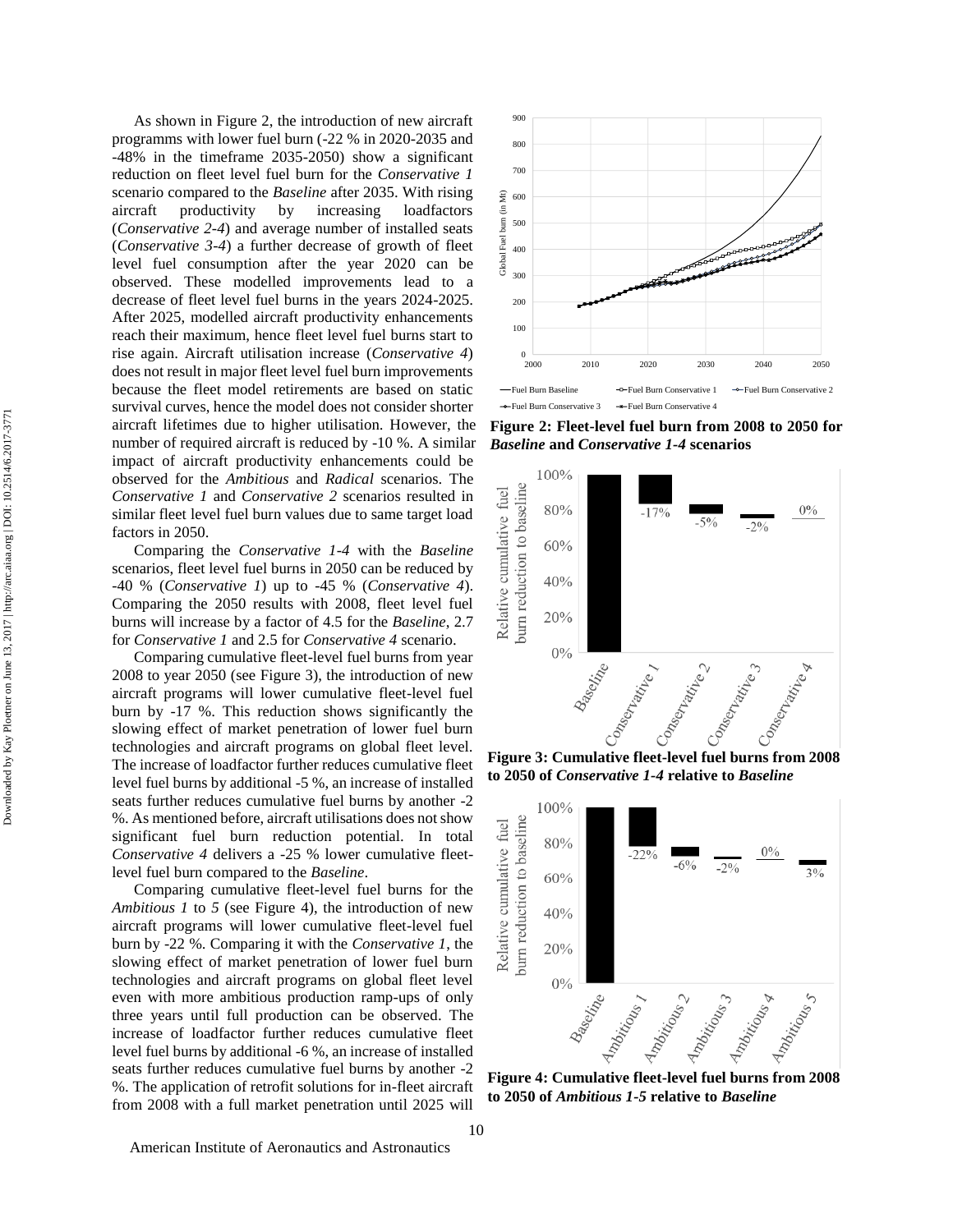As shown in Figure 2, the introduction of new aircraft programms with lower fuel burn (-22 % in 2020-2035 and -48% in the timeframe 2035-2050) show a significant reduction on fleet level fuel burn for the *Conservative 1* scenario compared to the *Baseline* after 2035. With rising aircraft productivity by increasing loadfactors (*Conservative 2-4*) and average number of installed seats (*Conservative 3-4*) a further decrease of growth of fleet level fuel consumption after the year 2020 can be observed. These modelled improvements lead to a decrease of fleet level fuel burns in the years 2024-2025. After 2025, modelled aircraft productivity enhancements reach their maximum, hence fleet level fuel burns start to rise again. Aircraft utilisation increase (*Conservative 4*) does not result in major fleet level fuel burn improvements because the fleet model retirements are based on static survival curves, hence the model does not consider shorter aircraft lifetimes due to higher utilisation. However, the number of required aircraft is reduced by -10 %. A similar impact of aircraft productivity enhancements could be observed for the *Ambitious* and *Radical* scenarios. The *Conservative 1* and *Conservative 2* scenarios resulted in similar fleet level fuel burn values due to same target load factors in 2050.

Comparing the *Conservative 1-4* with the *Baseline* scenarios, fleet level fuel burns in 2050 can be reduced by -40 % (*Conservative 1*) up to -45 % (*Conservative 4*). Comparing the 2050 results with 2008, fleet level fuel burns will increase by a factor of 4.5 for the *Baseline*, 2.7 for *Conservative 1* and 2.5 for *Conservative 4* scenario.

Comparing cumulative fleet-level fuel burns from year 2008 to year 2050 (see Figure 3), the introduction of new aircraft programs will lower cumulative fleet-level fuel burn by -17 %. This reduction shows significantly the slowing effect of market penetration of lower fuel burn technologies and aircraft programs on global fleet level. The increase of loadfactor further reduces cumulative fleet level fuel burns by additional -5 %, an increase of installed seats further reduces cumulative fuel burns by another -2 %. As mentioned before, aircraft utilisations does not show significant fuel burn reduction potential. In total *Conservative 4* delivers a -25 % lower cumulative fleet-level fuel burn compared to the *Baseline*.

Comparing cumulative fleet-level fuel burns for the *Ambitious 1* to *5* (see Figure 4), the introduction of new aircraft programs will lower cumulative fleet-level fuel burn by -22 %. Comparing it with the *Conservative 1*, the slowing effect of market penetration of lower fuel burn technologies and aircraft programs on global fleet level even with more ambitious production ramp-ups of only three years until full production can be observed. The increase of loadfactor further reduces cumulative fleet level fuel burns by additional -6 %, an increase of installed seats further reduces cumulative fuel burns by another -2 %. The application of retrofit solutions for in-fleet aircraft from 2008 with a full market penetration until 2025 will

**Figure 2: Fleet-level fuel burn from 2008 to 2050 for *Baseline* and *Conservative 1-4* scenarios**

**Figure 3: Cumulative fleet-level fuel burns from 2008 to 2050 of *Conservative 1-4* relative to *Baseline***

**Figure 4: Cumulative fleet-level fuel burns from 2008 to 2050 of *Ambitious 1-5* relative to *Baseline***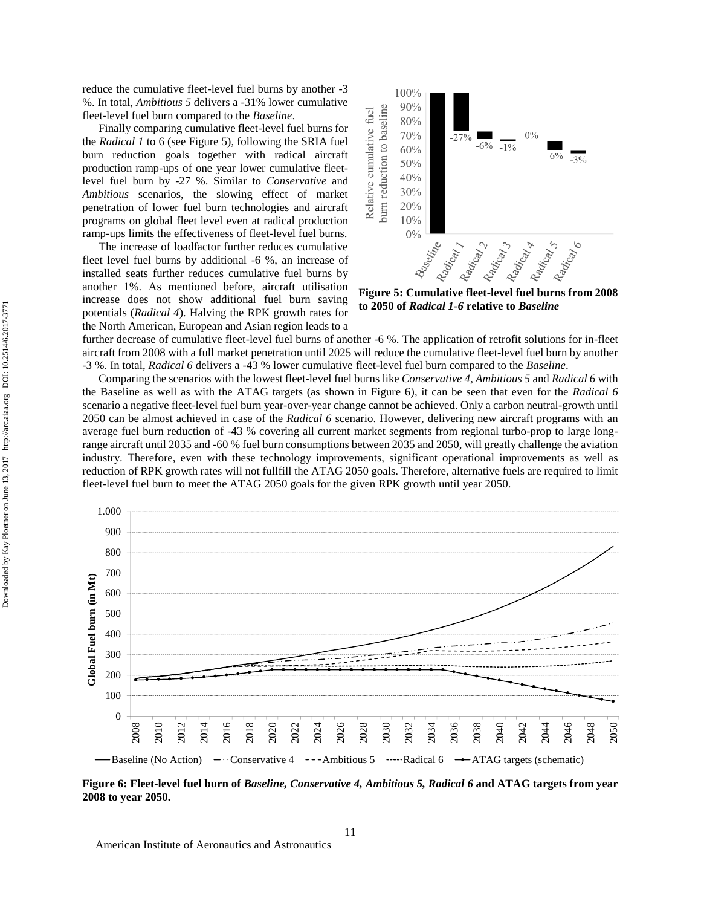reduce the cumulative fleet-level fuel burns by another -3 %. In total, *Ambitious 5* delivers a -31% lower cumulative fleet-level fuel burn compared to the *Baseline*.

Finally comparing cumulative fleet-level fuel burns for the *Radical 1* to 6 (see Figure 5), following the SRIA fuel burn reduction goals together with radical aircraft production ramp-ups of one year lower cumulative fleet-level fuel burn by -27 %. Similar to *Conservative* and *Ambitious* scenarios, the slowing effect of market penetration of lower fuel burn technologies and aircraft programs on global fleet level even at radical production ramp-ups limits the effectiveness of fleet-level fuel burns.

The increase of loadfactor further reduces cumulative fleet level fuel burns by additional -6 %, an increase of installed seats further reduces cumulative fuel burns by another 1%. As mentioned before, aircraft utilisation increase does not show additional fuel burn saving potentials (*Radical 4*). Halving the RPK growth rates for the North American, European and Asian region leads to a further decrease of cumulative fleet-level fuel burns of another -6 %. The application of retrofit solutions for in-fleet aircraft from 2008 with a full market penetration until 2025 will reduce the cumulative fleet-level fuel burn by another -3 %. In total, *Radical 6* delivers a -43 % lower cumulative fleet-level fuel burn compared to the *Baseline*.

**Figure 5: Cumulative fleet-level fuel burns from 2008 to 2050 of *Radical 1-6* relative to *Baseline***

Comparing the scenarios with the lowest fleet-level fuel burns like *Conservative 4*, *Ambitious 5* and *Radical 6* with the Baseline as well as with the ATAG targets (as shown in Figure 6), it can be seen that even for the *Radical 6* scenario a negative fleet-level fuel burn year-over-year change cannot be achieved. Only a carbon neutral-growth until 2050 can be almost achieved in case of the *Radical 6* scenario. However, delivering new aircraft programs with an average fuel burn reduction of -43 % covering all current market segments from regional turbo-prop to large long-range aircraft until 2035 and -60 % fuel burn consumptions between 2035 and 2050, will greatly challenge the aviation industry. Therefore, even with these technology improvements, significant operational improvements as well as reduction of RPK growth rates will not fullfill the ATAG 2050 goals. Therefore, alternative fuels are required to limit fleet-level fuel burn to meet the ATAG 2050 goals for the given RPK growth until year 2050.

**Figure 6: Fleet-level fuel burn of *Baseline*, *Conservative 4*, *Ambitious 5*, *Radical 6* and ATAG targets from year 2008 to year 2050.**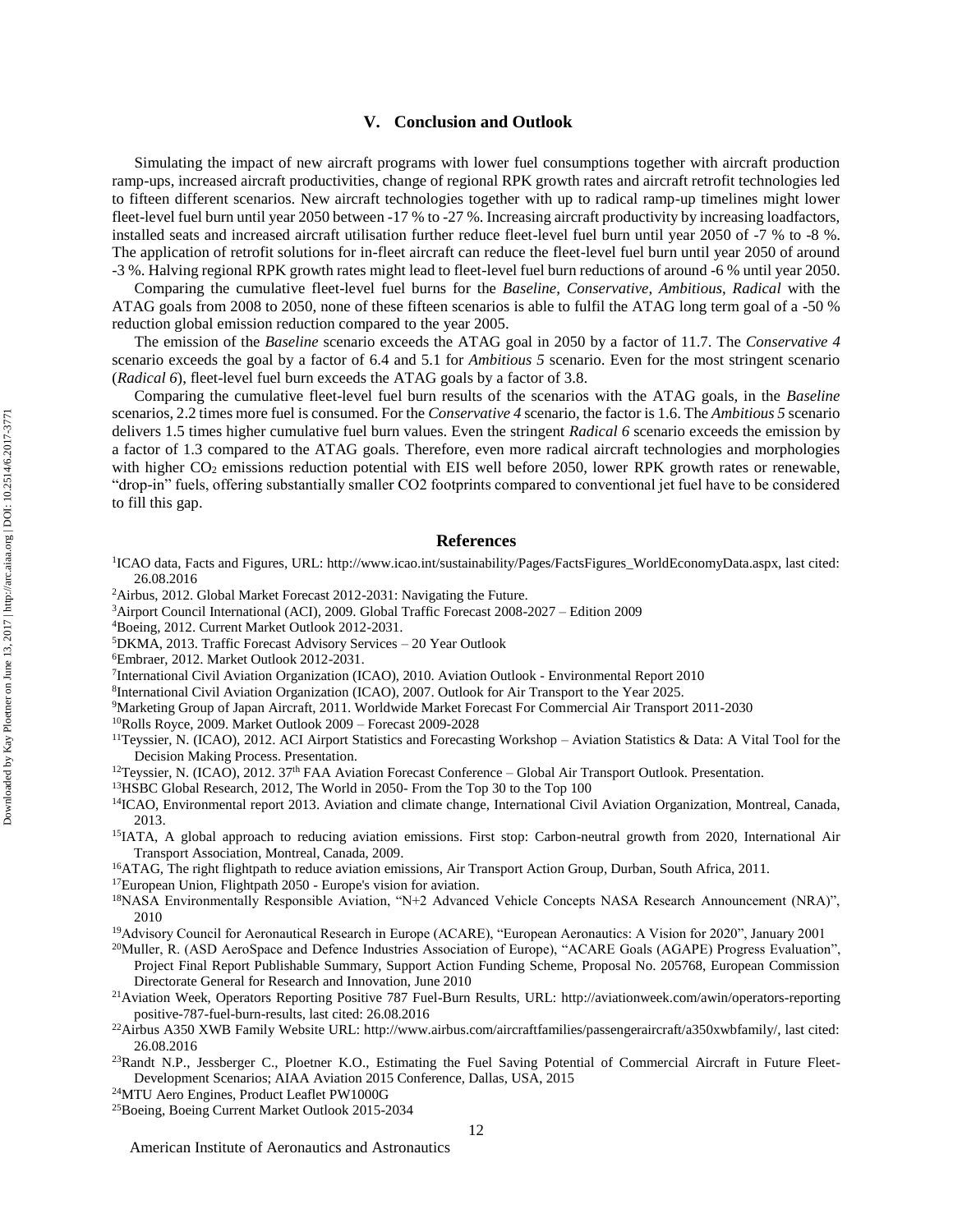## V. Conclusion and Outlook

Simulating the impact of new aircraft programs with lower fuel consumptions together with aircraft production ramp-ups, increased aircraft productivities, change of regional RPK growth rates and aircraft retrofit technologies led to fifteen different scenarios. New aircraft technologies together with up to radical ramp-up timelines might lower fleet-level fuel burn until year 2050 between -17 % to -27 %. Increasing aircraft productivity by increasing loadfactors, installed seats and increased aircraft utilisation further reduce fleet-level fuel burn until year 2050 of -7 % to -8 %. The application of retrofit solutions for in-fleet aircraft can reduce the fleet-level fuel burn until year 2050 of around -3 %. Halving regional RPK growth rates might lead to fleet-level fuel burn reductions of around -6 % until year 2050.

Comparing the cumulative fleet-level fuel burns for the *Baseline*, *Conservative*, *Ambitious*, *Radical* with the ATAG goals from 2008 to 2050, none of these fifteen scenarios is able to fulfil the ATAG long term goal of a -50 % reduction global emission reduction compared to the year 2005.

The emission of the *Baseline* scenario exceeds the ATAG goal in 2050 by a factor of 11.7. The *Conservative 4* scenario exceeds the goal by a factor of 6.4 and 5.1 for *Ambitious 5* scenario. Even for the most stringent scenario (*Radical 6*), fleet-level fuel burn exceeds the ATAG goals by a factor of 3.8.

Comparing the cumulative fleet-level fuel burn results of the scenarios with the ATAG goals, in the *Baseline* scenarios, 2.2 times more fuel is consumed. For the *Conservative 4* scenario, the factor is 1.6. The *Ambitious 5* scenario delivers 1.5 times higher cumulative fuel burn values. Even the stringent *Radical 6* scenario exceeds the emission by a factor of 1.3 compared to the ATAG goals. Therefore, even more radical aircraft technologies and morphologies with higher $CO_2$ emissions reduction potential with EIS well before 2050, lower RPK growth rates or renewable, "drop-in" fuels, offering substantially smaller CO2 footprints compared to conventional jet fuel have to be considered to fill this gap.

## References

[1]ICAO data, Facts and Figures, URL: http://www.icao.int/sustainability/Pages/FactsFigures_WorldEconomyData.aspx, last cited: 26.08.2016

[2]Airbus, 2012. Global Market Forecast 2012-2031: Navigating the Future.

[3]Airport Council International (ACI), 2009. Global Traffic Forecast 2008-2027 – Edition 2009

[4]Boeing, 2012. Current Market Outlook 2012-2031.

[5]DKMA, 2013. Traffic Forecast Advisory Services – 20 Year Outlook

[6]Embraer, 2012. Market Outlook 2012-2031.

[7]International Civil Aviation Organization (ICAO), 2010. Aviation Outlook - Environmental Report 2010

[8]International Civil Aviation Organization (ICAO), 2007. Outlook for Air Transport to the Year 2025.

[9]Marketing Group of Japan Aircraft, 2011. Worldwide Market Forecast For Commercial Air Transport 2011-2030

[10]Rolls Royce, 2009. Market Outlook 2009 – Forecast 2009-2028

[11]Teyssier, N. (ICAO), 2012. ACI Airport Statistics and Forecasting Workshop – Aviation Statistics & Data: A Vital Tool for the Decision Making Process. Presentation.

[12]Teyssier, N. (ICAO), 2012. 37th FAA Aviation Forecast Conference – Global Air Transport Outlook. Presentation.

[13]HSBC Global Research, 2012, The World in 2050- From the Top 30 to the Top 100

[14]ICAO, Environmental report 2013. Aviation and climate change, International Civil Aviation Organization, Montreal, Canada, 2013.

[15]IATA, A global approach to reducing aviation emissions. First stop: Carbon-neutral growth from 2020, International Air Transport Association, Montreal, Canada, 2009.

[16]ATAG, The right flightpath to reduce aviation emissions, Air Transport Action Group, Durban, South Africa, 2011.

[17]European Union, Flightpath 2050 - Europe's vision for aviation.

[18]NASA Environmentally Responsible Aviation, "N+2 Advanced Vehicle Concepts NASA Research Announcement (NRA)", 2010

[19]Advisory Council for Aeronautical Research in Europe (ACARE), "European Aeronautics: A Vision for 2020", January 2001

[20]Muller, R. (ASD AeroSpace and Defence Industries Association of Europe), "ACARE Goals (AGAPE) Progress Evaluation", Project Final Report Publishable Summary, Support Action Funding Scheme, Proposal No. 205768, European Commission Directorate General for Research and Innovation, June 2010

[21]Aviation Week, Operators Reporting Positive 787 Fuel-Burn Results, URL: http://aviationweek.com/awin/operators-reporting positive-787-fuel-burn-results, last cited: 26.08.2016

[22]Airbus A350 XWB Family Website URL: http://www.airbus.com/aircraftfamilies/passengeraircraft/a350xwbfamily/, last cited: 26.08.2016

[23]Randt N.P., Jessberger C., Ploetner K.O., Estimating the Fuel Saving Potential of Commercial Aircraft in Future Fleet-Development Scenarios; AIAA Aviation 2015 Conference, Dallas, USA, 2015

[24]MTU Aero Engines, Product Leaflet PW1000G

[25]Boeing, Boeing Current Market Outlook 2015-2034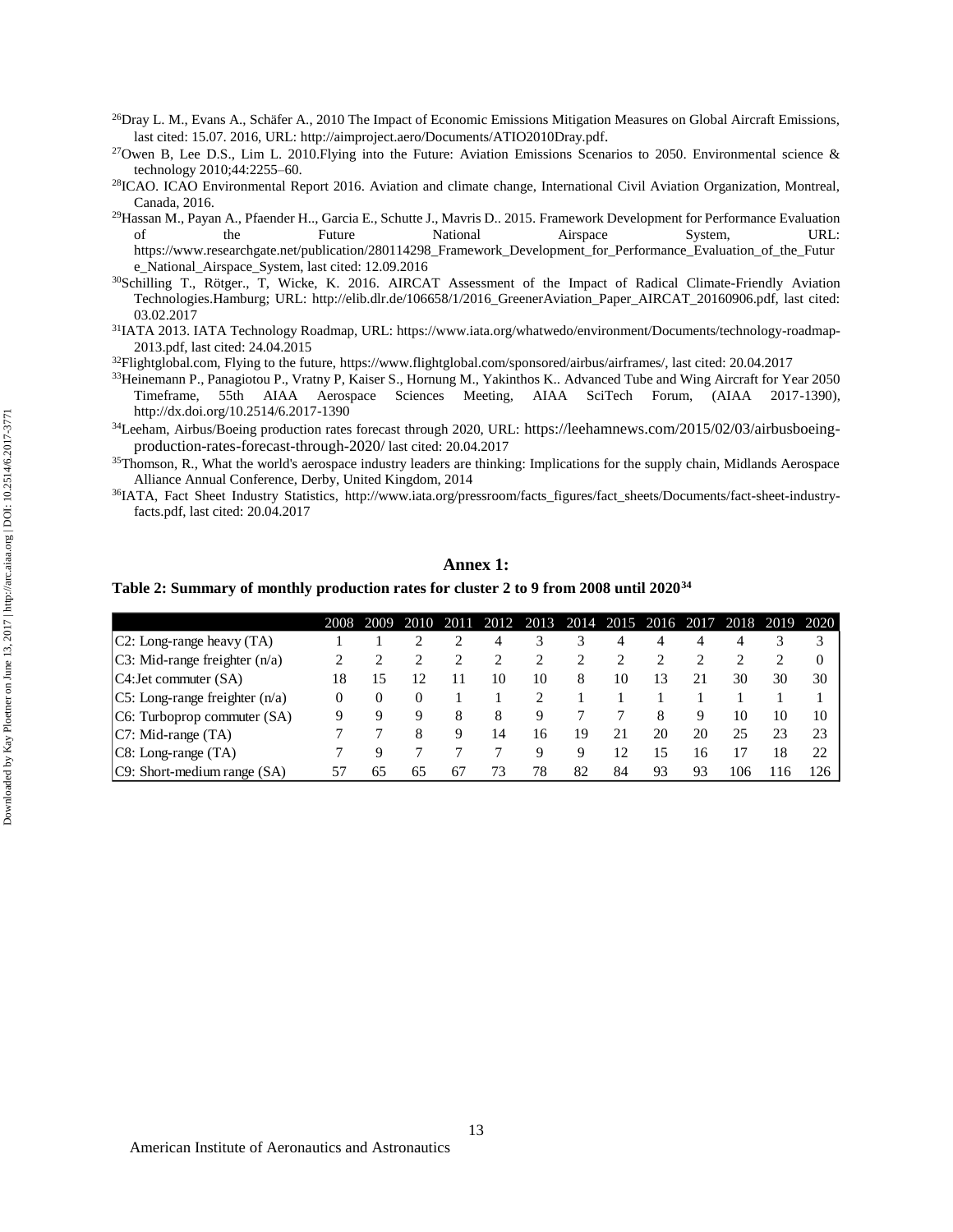[26]Dray L. M., Evans A., Schäfer A., 2010 The Impact of Economic Emissions Mitigation Measures on Global Aircraft Emissions, last cited: 15.07. 2016, URL: http://aimproject.aero/Documents/ATIO2010Dray.pdf.

[27]Owen B, Lee D.S., Lim L. 2010.Flying into the Future: Aviation Emissions Scenarios to 2050. Environmental science & technology 2010;44:2255–60.

[28]ICAO. ICAO Environmental Report 2016. Aviation and climate change, International Civil Aviation Organization, Montreal, Canada, 2016.

[29]Hassan M., Payan A., Pfaender H.., Garcia E., Schutte J., Mavris D.. 2015. Framework Development for Performance Evaluation of the Future National Airspace System, URL: https://www.researchgate.net/publication/280114298_Framework_Development_for_Performance_Evaluation_of_the_Future_National_Airspace_System, last cited: 12.09.2016

[30]Schilling T., Rötger., T, Wicke, K. 2016. AIRCAT Assessment of the Impact of Radical Climate-Friendly Aviation Technologies.Hamburg; URL: http://elib.dlr.de/106658/1/2016_GreenerAviation_Paper_AIRCAT_20160906.pdf, last cited: 03.02.2017

[31]IATA 2013. IATA Technology Roadmap, URL: https://www.iata.org/whatwedo/environment/Documents/technology-roadmap-2013.pdf, last cited: 24.04.2015

[32]Flightglobal.com, Flying to the future, https://www.flightglobal.com/sponsored/airbus/airframes/, last cited: 20.04.2017

[33]Heinemann P., Panagiotou P., Vratny P, Kaiser S., Hornung M., Yakinthos K.. Advanced Tube and Wing Aircraft for Year 2050 Timeframe, 55th AIAA Aerospace Sciences Meeting, AIAA SciTech Forum, (AIAA 2017-1390), http://dx.doi.org/10.2514/6.2017-1390

[34]Leeham, Airbus/Boeing production rates forecast through 2020, URL: https://leehamnews.com/2015/02/03/airbusboeing-production-rates-forecast-through-2020/ last cited: 20.04.2017

[35]Thomson, R., What the world's aerospace industry leaders are thinking: Implications for the supply chain, Midlands Aerospace Alliance Annual Conference, Derby, United Kingdom, 2014

[36]IATA, Fact Sheet Industry Statistics, http://www.iata.org/pressroom/facts_figures/fact_sheets/Documents/fact-sheet-industry-facts.pdf, last cited: 20.04.2017

## Annex 1:

**Table 2: Summary of monthly production rates for cluster 2 to 9 from 2008 until 2020[34]**

| | 2008 | 2009 | 2010 | 2011 | 2012 | 2013 | 2014 | 2015 | 2016 | 2017 | 2018 | 2019 | 2020 |
|---|---|---|---|---|---|---|---|---|---|---|---|---|---|
| C2: Long-range heavy (TA) | 1 | 1 | 2 | 2 | 4 | 3 | 3 | 4 | 4 | 4 | 4 | 3 | 3 |
| C3: Mid-range freighter (n/a) | 2 | 2 | 2 | 2 | 2 | 2 | 2 | 2 | 2 | 2 | 2 | 2 | 0 |
| C4:Jet commuter (SA) | 18 | 15 | 12 | 11 | 10 | 10 | 8 | 10 | 13 | 21 | 30 | 30 | 30 |
| C5: Long-range freighter (n/a) | 0 | 0 | 0 | 1 | 1 | 2 | 1 | 1 | 1 | 1 | 1 | 1 | 1 |
| C6: Turboprop commuter (SA) | 9 | 9 | 9 | 8 | 8 | 9 | 7 | 7 | 8 | 9 | 10 | 10 | 10 |
| C7: Mid-range (TA) | 7 | 7 | 8 | 9 | 14 | 16 | 19 | 21 | 20 | 20 | 25 | 23 | 23 |
| C8: Long-range (TA) | 7 | 9 | 7 | 7 | 7 | 9 | 9 | 12 | 15 | 16 | 17 | 18 | 22 |
| C9: Short-medium range (SA) | 57 | 65 | 65 | 67 | 73 | 78 | 82 | 84 | 93 | 93 | 106 | 116 | 126 |